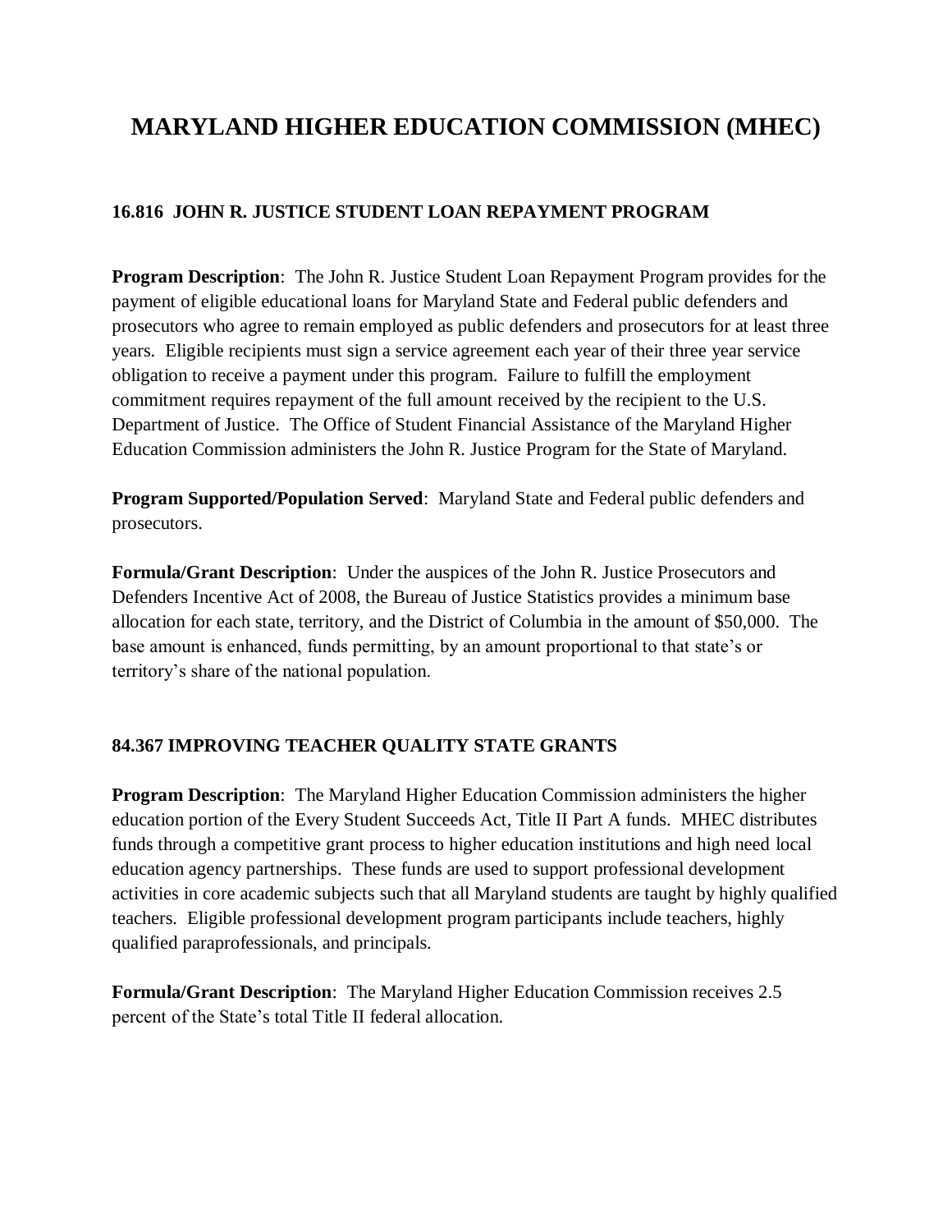# MARYLAND HIGHER EDUCATION COMMISSION (MHEC)

## 16.816 JOHN R. JUSTICE STUDENT LOAN REPAYMENT PROGRAM

**Program Description**: The John R. Justice Student Loan Repayment Program provides for the payment of eligible educational loans for Maryland State and Federal public defenders and prosecutors who agree to remain employed as public defenders and prosecutors for at least three years. Eligible recipients must sign a service agreement each year of their three year service obligation to receive a payment under this program. Failure to fulfill the employment commitment requires repayment of the full amount received by the recipient to the U.S. Department of Justice. The Office of Student Financial Assistance of the Maryland Higher Education Commission administers the John R. Justice Program for the State of Maryland.

**Program Supported/Population Served**: Maryland State and Federal public defenders and prosecutors.

**Formula/Grant Description**: Under the auspices of the John R. Justice Prosecutors and Defenders Incentive Act of 2008, the Bureau of Justice Statistics provides a minimum base allocation for each state, territory, and the District of Columbia in the amount of $50,000. The base amount is enhanced, funds permitting, by an amount proportional to that state's or territory's share of the national population.

## 84.367 IMPROVING TEACHER QUALITY STATE GRANTS

**Program Description**: The Maryland Higher Education Commission administers the higher education portion of the Every Student Succeeds Act, Title II Part A funds. MHEC distributes funds through a competitive grant process to higher education institutions and high need local education agency partnerships. These funds are used to support professional development activities in core academic subjects such that all Maryland students are taught by highly qualified teachers. Eligible professional development program participants include teachers, highly qualified paraprofessionals, and principals.

**Formula/Grant Description**: The Maryland Higher Education Commission receives 2.5 percent of the State's total Title II federal allocation.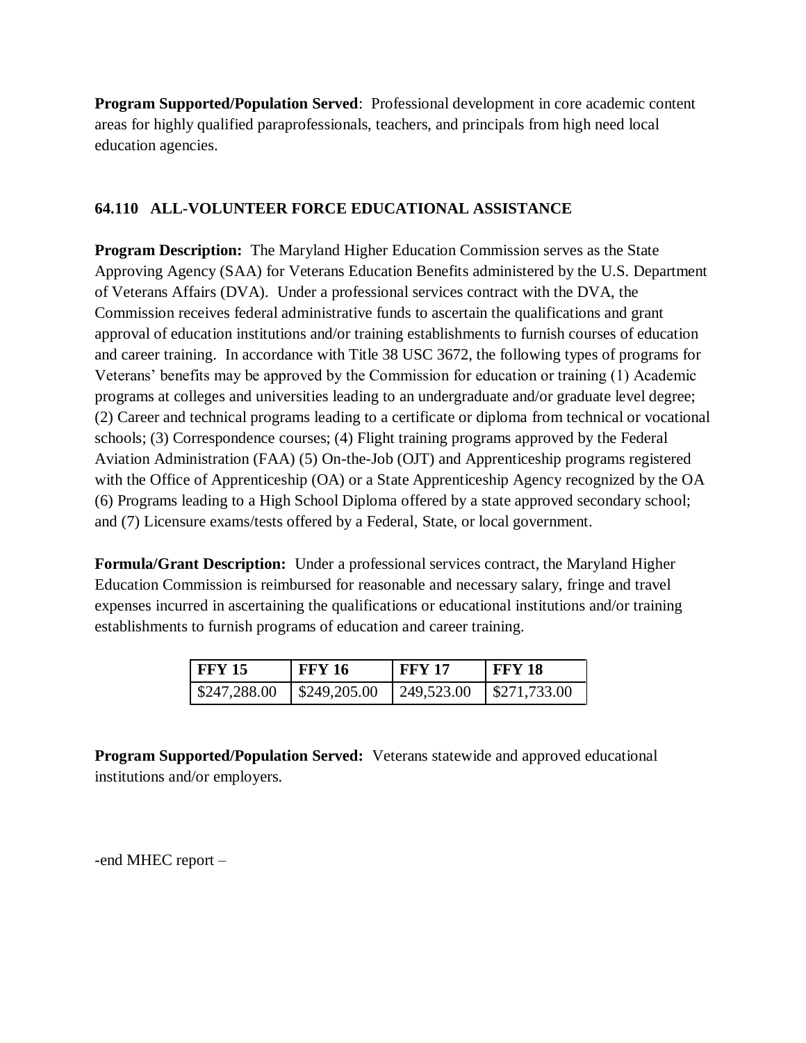**Program Supported/Population Served**: Professional development in core academic content areas for highly qualified paraprofessionals, teachers, and principals from high need local education agencies.

## 64.110 ALL-VOLUNTEER FORCE EDUCATIONAL ASSISTANCE

**Program Description:** The Maryland Higher Education Commission serves as the State Approving Agency (SAA) for Veterans Education Benefits administered by the U.S. Department of Veterans Affairs (DVA). Under a professional services contract with the DVA, the Commission receives federal administrative funds to ascertain the qualifications and grant approval of education institutions and/or training establishments to furnish courses of education and career training. In accordance with Title 38 USC 3672, the following types of programs for Veterans' benefits may be approved by the Commission for education or training (1) Academic programs at colleges and universities leading to an undergraduate and/or graduate level degree; (2) Career and technical programs leading to a certificate or diploma from technical or vocational schools; (3) Correspondence courses; (4) Flight training programs approved by the Federal Aviation Administration (FAA) (5) On-the-Job (OJT) and Apprenticeship programs registered with the Office of Apprenticeship (OA) or a State Apprenticeship Agency recognized by the OA (6) Programs leading to a High School Diploma offered by a state approved secondary school; and (7) Licensure exams/tests offered by a Federal, State, or local government.

**Formula/Grant Description:** Under a professional services contract, the Maryland Higher Education Commission is reimbursed for reasonable and necessary salary, fringe and travel expenses incurred in ascertaining the qualifications or educational institutions and/or training establishments to furnish programs of education and career training.

| FFY 15 | FFY 16 | FFY 17 | FFY 18 |
|---|---|---|---|
| $247,288.00 | $249,205.00 | 249,523.00 | $271,733.00 |

**Program Supported/Population Served:** Veterans statewide and approved educational institutions and/or employers.

-end MHEC report –